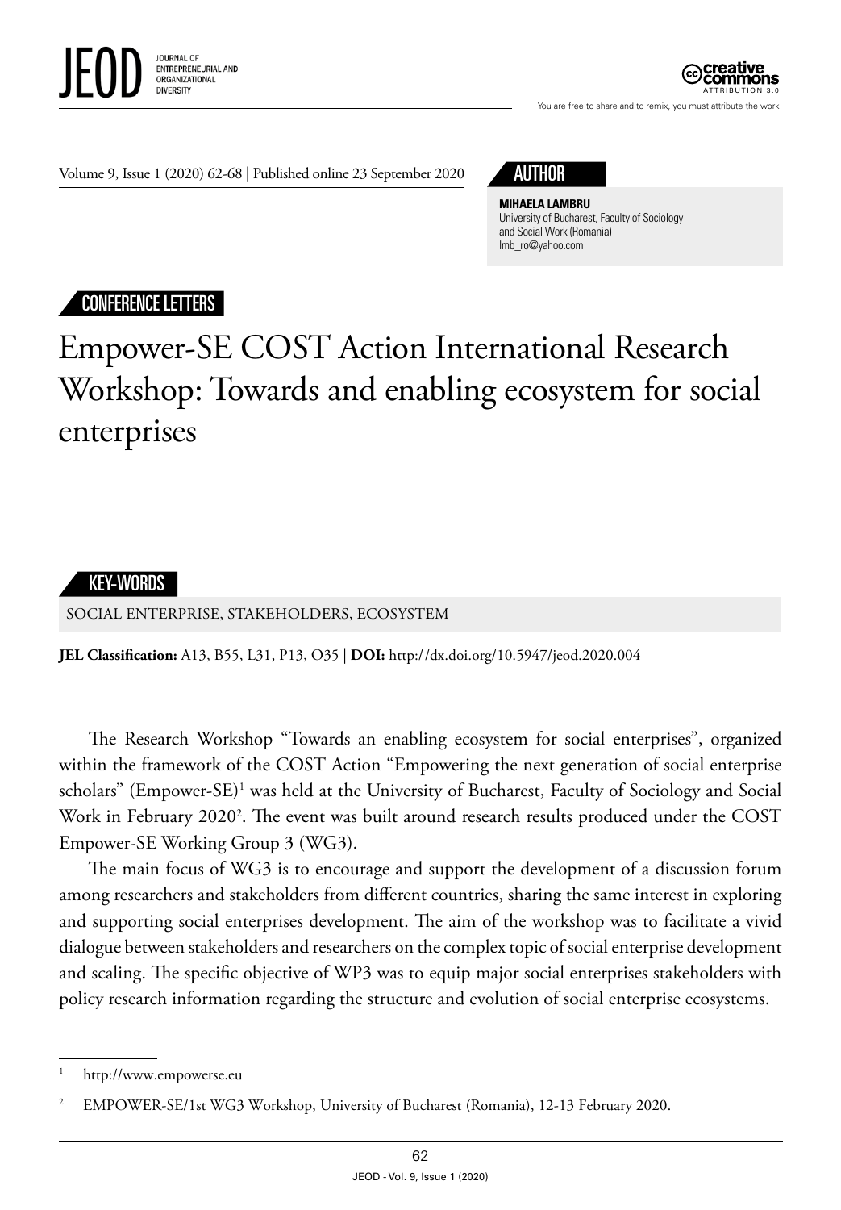AUTHOR

**MIHAELA LAMBRU**
University of Bucharest, Faculty of Sociology and Social Work (Romania)
lmb_ro@yahoo.com

CONFERENCE LETTERS

# Empower-SE COST Action International Research Workshop: Towards and enabling ecosystem for social enterprises

KEY-WORDS

SOCIAL ENTERPRISE, STAKEHOLDERS, ECOSYSTEM

**JEL Classification:** A13, B55, L31, P13, O35 | **DOI:** http://dx.doi.org/10.5947/jeod.2020.004

The Research Workshop "Towards an enabling ecosystem for social enterprises", organized within the framework of the COST Action "Empowering the next generation of social enterprise scholars" (Empower-SE)[1] was held at the University of Bucharest, Faculty of Sociology and Social Work in February 2020[2]. The event was built around research results produced under the COST Empower-SE Working Group 3 (WG3).

The main focus of WG3 is to encourage and support the development of a discussion forum among researchers and stakeholders from different countries, sharing the same interest in exploring and supporting social enterprises development. The aim of the workshop was to facilitate a vivid dialogue between stakeholders and researchers on the complex topic of social enterprise development and scaling. The specific objective of WP3 was to equip major social enterprises stakeholders with policy research information regarding the structure and evolution of social enterprise ecosystems.

[1] http://www.empowerse.eu

[2] EMPOWER-SE/1st WG3 Workshop, University of Bucharest (Romania), 12-13 February 2020.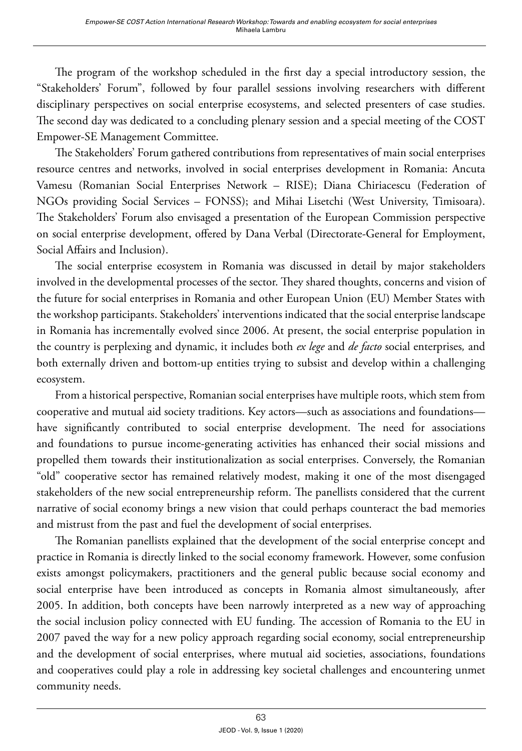The program of the workshop scheduled in the first day a special introductory session, the "Stakeholders' Forum", followed by four parallel sessions involving researchers with different disciplinary perspectives on social enterprise ecosystems, and selected presenters of case studies. The second day was dedicated to a concluding plenary session and a special meeting of the COST Empower-SE Management Committee.

The Stakeholders' Forum gathered contributions from representatives of main social enterprises resource centres and networks, involved in social enterprises development in Romania: Ancuta Vamesu (Romanian Social Enterprises Network – RISE); Diana Chiriacescu (Federation of NGOs providing Social Services – FONSS); and Mihai Lisetchi (West University, Timisoara). The Stakeholders' Forum also envisaged a presentation of the European Commission perspective on social enterprise development, offered by Dana Verbal (Directorate-General for Employment, Social Affairs and Inclusion).

The social enterprise ecosystem in Romania was discussed in detail by major stakeholders involved in the developmental processes of the sector. They shared thoughts, concerns and vision of the future for social enterprises in Romania and other European Union (EU) Member States with the workshop participants. Stakeholders' interventions indicated that the social enterprise landscape in Romania has incrementally evolved since 2006. At present, the social enterprise population in the country is perplexing and dynamic, it includes both *ex lege* and *de facto* social enterprises*,* and both externally driven and bottom-up entities trying to subsist and develop within a challenging ecosystem.

From a historical perspective, Romanian social enterprises have multiple roots, which stem from cooperative and mutual aid society traditions. Key actors—such as associations and foundations—have significantly contributed to social enterprise development. The need for associations and foundations to pursue income-generating activities has enhanced their social missions and propelled them towards their institutionalization as social enterprises. Conversely, the Romanian "old" cooperative sector has remained relatively modest, making it one of the most disengaged stakeholders of the new social entrepreneurship reform. The panellists considered that the current narrative of social economy brings a new vision that could perhaps counteract the bad memories and mistrust from the past and fuel the development of social enterprises.

The Romanian panellists explained that the development of the social enterprise concept and practice in Romania is directly linked to the social economy framework. However, some confusion exists amongst policymakers, practitioners and the general public because social economy and social enterprise have been introduced as concepts in Romania almost simultaneously, after 2005. In addition, both concepts have been narrowly interpreted as a new way of approaching the social inclusion policy connected with EU funding. The accession of Romania to the EU in 2007 paved the way for a new policy approach regarding social economy, social entrepreneurship and the development of social enterprises, where mutual aid societies, associations, foundations and cooperatives could play a role in addressing key societal challenges and encountering unmet community needs.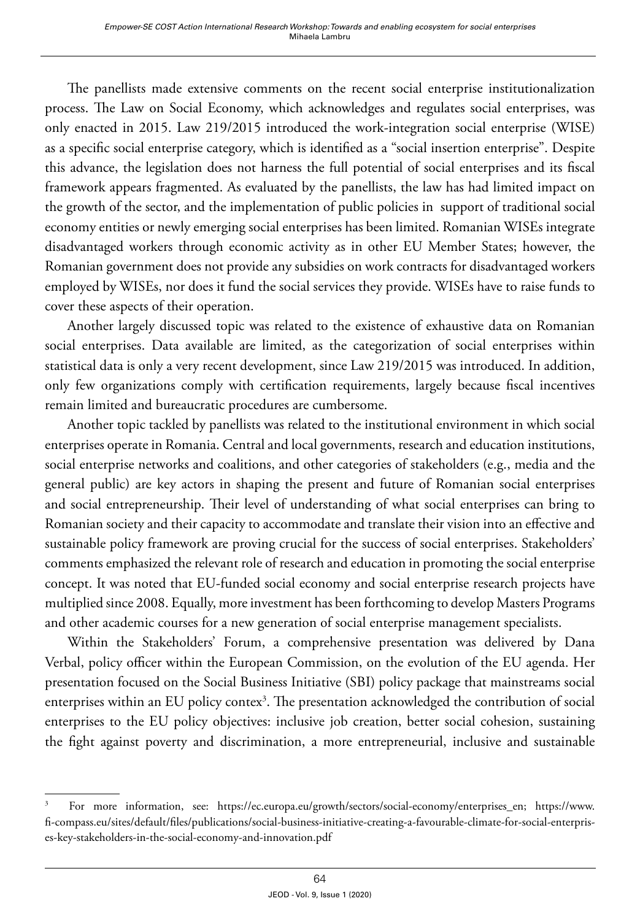The panellists made extensive comments on the recent social enterprise institutionalization process. The Law on Social Economy, which acknowledges and regulates social enterprises, was only enacted in 2015. Law 219/2015 introduced the work-integration social enterprise (WISE) as a specific social enterprise category, which is identified as a "social insertion enterprise". Despite this advance, the legislation does not harness the full potential of social enterprises and its fiscal framework appears fragmented. As evaluated by the panellists, the law has had limited impact on the growth of the sector, and the implementation of public policies in support of traditional social economy entities or newly emerging social enterprises has been limited. Romanian WISEs integrate disadvantaged workers through economic activity as in other EU Member States; however, the Romanian government does not provide any subsidies on work contracts for disadvantaged workers employed by WISEs, nor does it fund the social services they provide. WISEs have to raise funds to cover these aspects of their operation.

Another largely discussed topic was related to the existence of exhaustive data on Romanian social enterprises. Data available are limited, as the categorization of social enterprises within statistical data is only a very recent development, since Law 219/2015 was introduced. In addition, only few organizations comply with certification requirements, largely because fiscal incentives remain limited and bureaucratic procedures are cumbersome.

Another topic tackled by panellists was related to the institutional environment in which social enterprises operate in Romania. Central and local governments, research and education institutions, social enterprise networks and coalitions, and other categories of stakeholders (e.g., media and the general public) are key actors in shaping the present and future of Romanian social enterprises and social entrepreneurship. Their level of understanding of what social enterprises can bring to Romanian society and their capacity to accommodate and translate their vision into an effective and sustainable policy framework are proving crucial for the success of social enterprises. Stakeholders' comments emphasized the relevant role of research and education in promoting the social enterprise concept. It was noted that EU-funded social economy and social enterprise research projects have multiplied since 2008. Equally, more investment has been forthcoming to develop Masters Programs and other academic courses for a new generation of social enterprise management specialists.

Within the Stakeholders' Forum, a comprehensive presentation was delivered by Dana Verbal, policy officer within the European Commission, on the evolution of the EU agenda. Her presentation focused on the Social Business Initiative (SBI) policy package that mainstreams social enterprises within an EU policy contex[3]. The presentation acknowledged the contribution of social enterprises to the EU policy objectives: inclusive job creation, better social cohesion, sustaining the fight against poverty and discrimination, a more entrepreneurial, inclusive and sustainable

---

[3] For more information, see: https://ec.europa.eu/growth/sectors/social-economy/enterprises_en; https://www.fi-compass.eu/sites/default/files/publications/social-business-initiative-creating-a-favourable-climate-for-social-enterprises-key-stakeholders-in-the-social-economy-and-innovation.pdf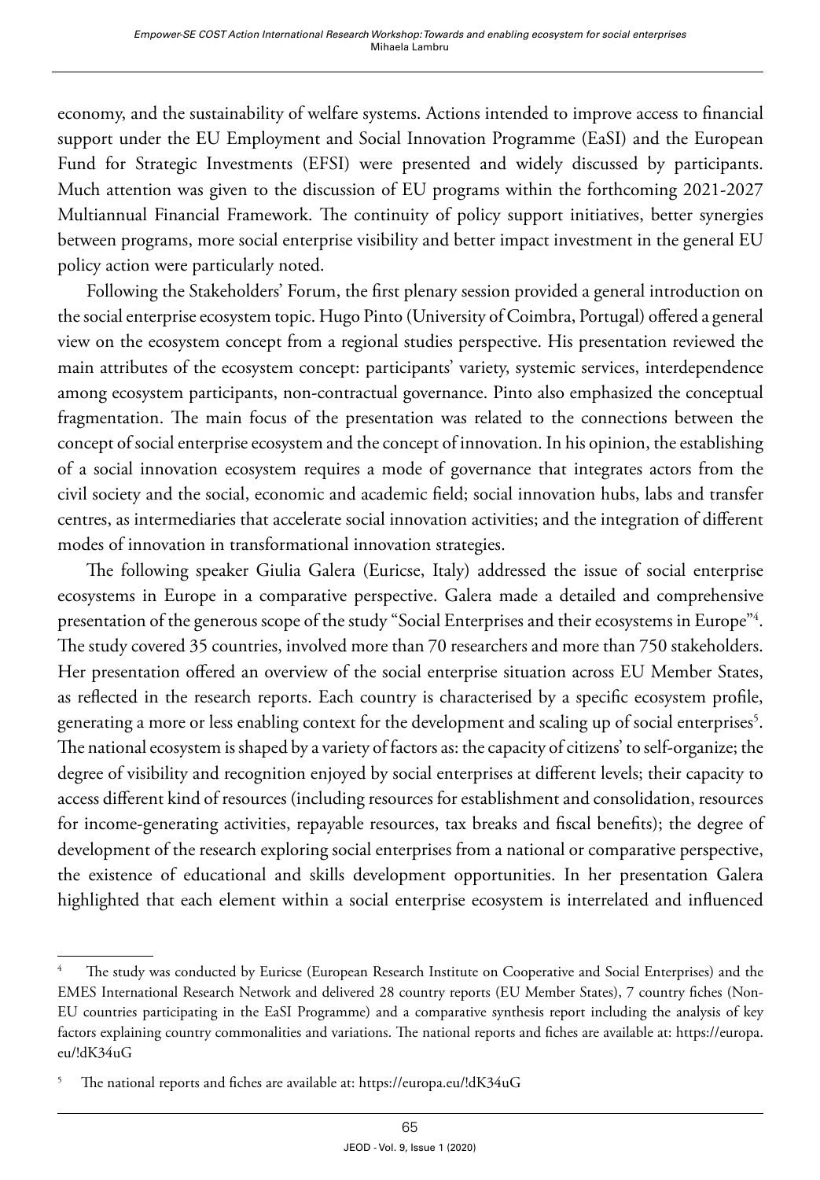economy, and the sustainability of welfare systems. Actions intended to improve access to financial support under the EU Employment and Social Innovation Programme (EaSI) and the European Fund for Strategic Investments (EFSI) were presented and widely discussed by participants. Much attention was given to the discussion of EU programs within the forthcoming 2021-2027 Multiannual Financial Framework. The continuity of policy support initiatives, better synergies between programs, more social enterprise visibility and better impact investment in the general EU policy action were particularly noted.

Following the Stakeholders' Forum, the first plenary session provided a general introduction on the social enterprise ecosystem topic. Hugo Pinto (University of Coimbra, Portugal) offered a general view on the ecosystem concept from a regional studies perspective. His presentation reviewed the main attributes of the ecosystem concept: participants' variety, systemic services, interdependence among ecosystem participants, non-contractual governance. Pinto also emphasized the conceptual fragmentation. The main focus of the presentation was related to the connections between the concept of social enterprise ecosystem and the concept of innovation. In his opinion, the establishing of a social innovation ecosystem requires a mode of governance that integrates actors from the civil society and the social, economic and academic field; social innovation hubs, labs and transfer centres, as intermediaries that accelerate social innovation activities; and the integration of different modes of innovation in transformational innovation strategies.

The following speaker Giulia Galera (Euricse, Italy) addressed the issue of social enterprise ecosystems in Europe in a comparative perspective. Galera made a detailed and comprehensive presentation of the generous scope of the study "Social Enterprises and their ecosystems in Europe"[4]. The study covered 35 countries, involved more than 70 researchers and more than 750 stakeholders. Her presentation offered an overview of the social enterprise situation across EU Member States, as reflected in the research reports. Each country is characterised by a specific ecosystem profile, generating a more or less enabling context for the development and scaling up of social enterprises[5]. The national ecosystem is shaped by a variety of factors as: the capacity of citizens' to self-organize; the degree of visibility and recognition enjoyed by social enterprises at different levels; their capacity to access different kind of resources (including resources for establishment and consolidation, resources for income-generating activities, repayable resources, tax breaks and fiscal benefits); the degree of development of the research exploring social enterprises from a national or comparative perspective, the existence of educational and skills development opportunities. In her presentation Galera highlighted that each element within a social enterprise ecosystem is interrelated and influenced

---

[4] The study was conducted by Euricse (European Research Institute on Cooperative and Social Enterprises) and the EMES International Research Network and delivered 28 country reports (EU Member States), 7 country fiches (Non-EU countries participating in the EaSI Programme) and a comparative synthesis report including the analysis of key factors explaining country commonalities and variations. The national reports and fiches are available at: https://europa.eu/!dK34uG

[5] The national reports and fiches are available at: https://europa.eu/!dK34uG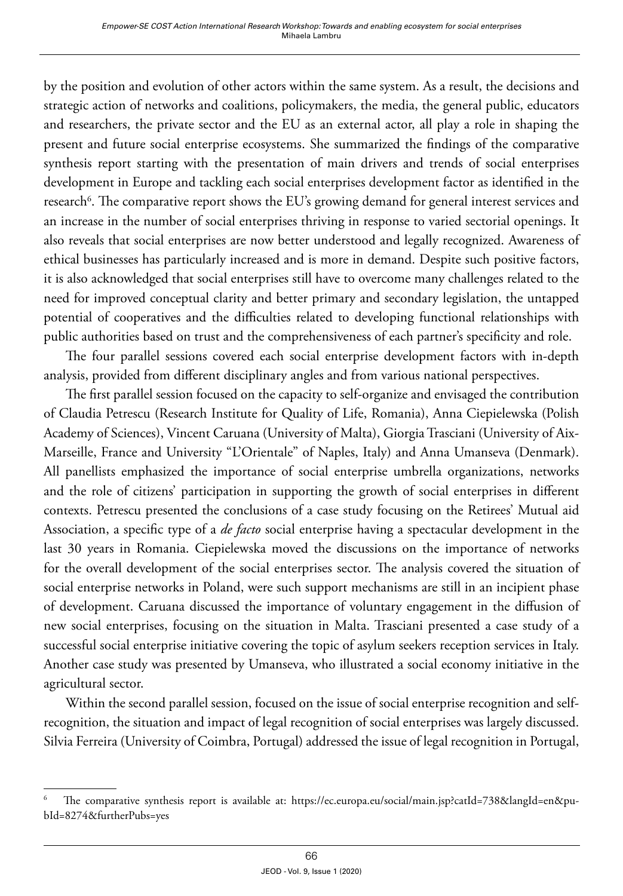by the position and evolution of other actors within the same system. As a result, the decisions and strategic action of networks and coalitions, policymakers, the media, the general public, educators and researchers, the private sector and the EU as an external actor, all play a role in shaping the present and future social enterprise ecosystems. She summarized the findings of the comparative synthesis report starting with the presentation of main drivers and trends of social enterprises development in Europe and tackling each social enterprises development factor as identified in the research[6]. The comparative report shows the EU's growing demand for general interest services and an increase in the number of social enterprises thriving in response to varied sectorial openings. It also reveals that social enterprises are now better understood and legally recognized. Awareness of ethical businesses has particularly increased and is more in demand. Despite such positive factors, it is also acknowledged that social enterprises still have to overcome many challenges related to the need for improved conceptual clarity and better primary and secondary legislation, the untapped potential of cooperatives and the difficulties related to developing functional relationships with public authorities based on trust and the comprehensiveness of each partner's specificity and role.

The four parallel sessions covered each social enterprise development factors with in-depth analysis, provided from different disciplinary angles and from various national perspectives.

The first parallel session focused on the capacity to self-organize and envisaged the contribution of Claudia Petrescu (Research Institute for Quality of Life, Romania), Anna Ciepielewska (Polish Academy of Sciences), Vincent Caruana (University of Malta), Giorgia Trasciani (University of Aix-Marseille, France and University "L'Orientale" of Naples, Italy) and Anna Umanseva (Denmark). All panellists emphasized the importance of social enterprise umbrella organizations, networks and the role of citizens' participation in supporting the growth of social enterprises in different contexts. Petrescu presented the conclusions of a case study focusing on the Retirees' Mutual aid Association, a specific type of a *de facto* social enterprise having a spectacular development in the last 30 years in Romania. Ciepielewska moved the discussions on the importance of networks for the overall development of the social enterprises sector. The analysis covered the situation of social enterprise networks in Poland, were such support mechanisms are still in an incipient phase of development. Caruana discussed the importance of voluntary engagement in the diffusion of new social enterprises, focusing on the situation in Malta. Trasciani presented a case study of a successful social enterprise initiative covering the topic of asylum seekers reception services in Italy. Another case study was presented by Umanseva, who illustrated a social economy initiative in the agricultural sector.

Within the second parallel session, focused on the issue of social enterprise recognition and self-recognition, the situation and impact of legal recognition of social enterprises was largely discussed. Silvia Ferreira (University of Coimbra, Portugal) addressed the issue of legal recognition in Portugal,

---

[6] The comparative synthesis report is available at: https://ec.europa.eu/social/main.jsp?catId=738&langId=en&pubId=8274&furtherPubs=yes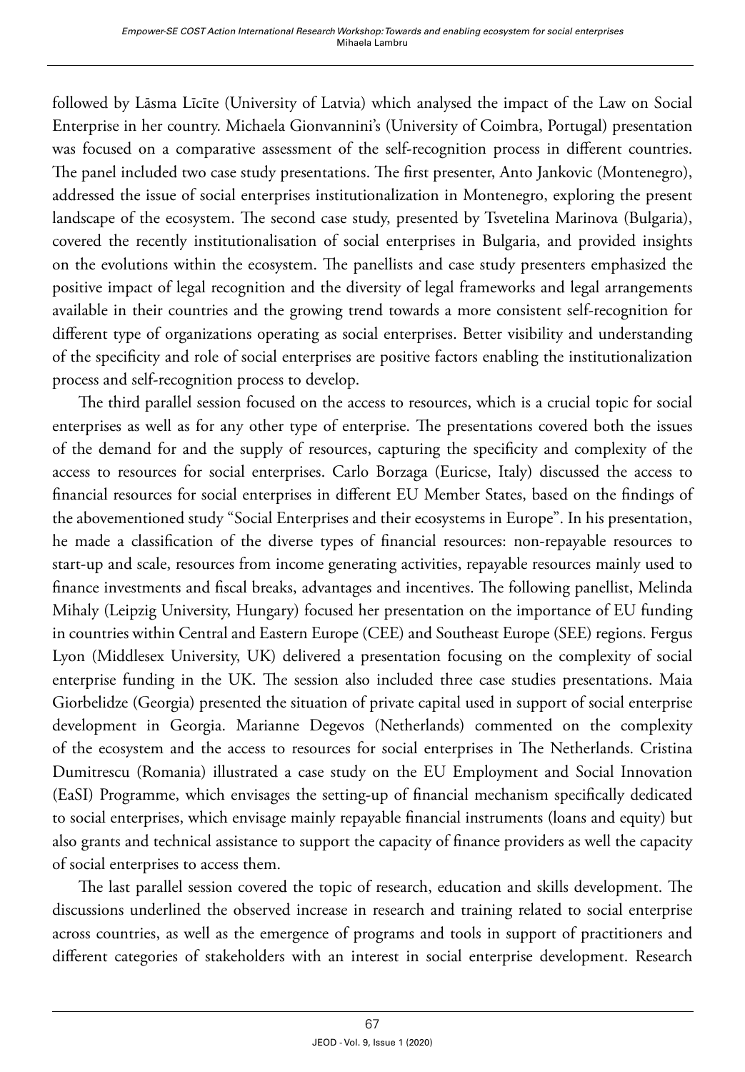followed by Lāsma Līcīte (University of Latvia) which analysed the impact of the Law on Social Enterprise in her country. Michaela Gionvannini's (University of Coimbra, Portugal) presentation was focused on a comparative assessment of the self-recognition process in different countries. The panel included two case study presentations. The first presenter, Anto Jankovic (Montenegro), addressed the issue of social enterprises institutionalization in Montenegro, exploring the present landscape of the ecosystem. The second case study, presented by Tsvetelina Marinova (Bulgaria), covered the recently institutionalisation of social enterprises in Bulgaria, and provided insights on the evolutions within the ecosystem. The panellists and case study presenters emphasized the positive impact of legal recognition and the diversity of legal frameworks and legal arrangements available in their countries and the growing trend towards a more consistent self-recognition for different type of organizations operating as social enterprises. Better visibility and understanding of the specificity and role of social enterprises are positive factors enabling the institutionalization process and self-recognition process to develop.

The third parallel session focused on the access to resources, which is a crucial topic for social enterprises as well as for any other type of enterprise. The presentations covered both the issues of the demand for and the supply of resources, capturing the specificity and complexity of the access to resources for social enterprises. Carlo Borzaga (Euricse, Italy) discussed the access to financial resources for social enterprises in different EU Member States, based on the findings of the abovementioned study "Social Enterprises and their ecosystems in Europe". In his presentation, he made a classification of the diverse types of financial resources: non-repayable resources to start-up and scale, resources from income generating activities, repayable resources mainly used to finance investments and fiscal breaks, advantages and incentives. The following panellist, Melinda Mihaly (Leipzig University, Hungary) focused her presentation on the importance of EU funding in countries within Central and Eastern Europe (CEE) and Southeast Europe (SEE) regions. Fergus Lyon (Middlesex University, UK) delivered a presentation focusing on the complexity of social enterprise funding in the UK. The session also included three case studies presentations. Maia Giorbelidze (Georgia) presented the situation of private capital used in support of social enterprise development in Georgia. Marianne Degevos (Netherlands) commented on the complexity of the ecosystem and the access to resources for social enterprises in The Netherlands. Cristina Dumitrescu (Romania) illustrated a case study on the EU Employment and Social Innovation (EaSI) Programme, which envisages the setting-up of financial mechanism specifically dedicated to social enterprises, which envisage mainly repayable financial instruments (loans and equity) but also grants and technical assistance to support the capacity of finance providers as well the capacity of social enterprises to access them.

The last parallel session covered the topic of research, education and skills development. The discussions underlined the observed increase in research and training related to social enterprise across countries, as well as the emergence of programs and tools in support of practitioners and different categories of stakeholders with an interest in social enterprise development. Research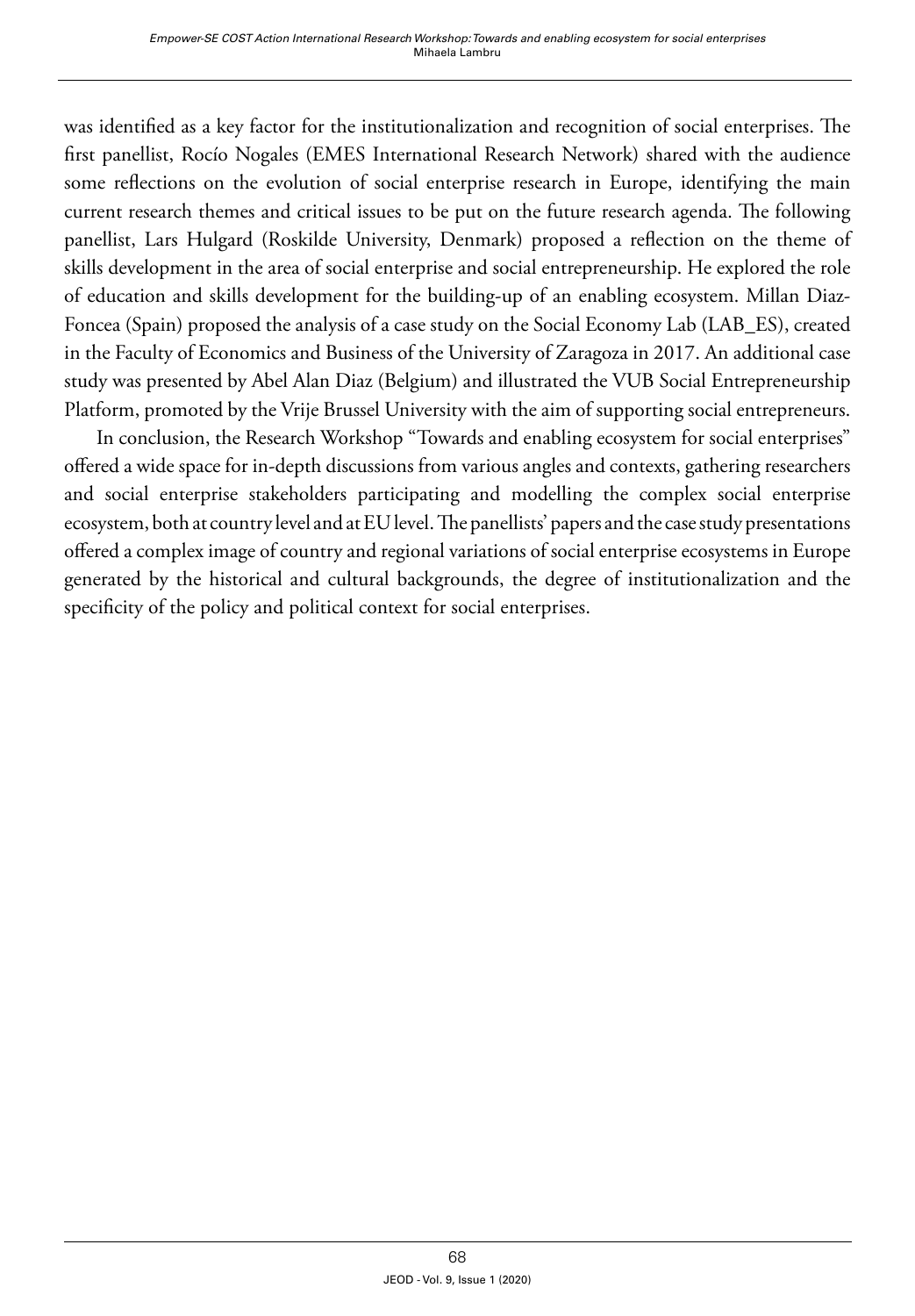was identified as a key factor for the institutionalization and recognition of social enterprises. The first panellist, Rocío Nogales (EMES International Research Network) shared with the audience some reflections on the evolution of social enterprise research in Europe, identifying the main current research themes and critical issues to be put on the future research agenda. The following panellist, Lars Hulgard (Roskilde University, Denmark) proposed a reflection on the theme of skills development in the area of social enterprise and social entrepreneurship. He explored the role of education and skills development for the building-up of an enabling ecosystem. Millan Diaz-Foncea (Spain) proposed the analysis of a case study on the Social Economy Lab (LAB_ES), created in the Faculty of Economics and Business of the University of Zaragoza in 2017. An additional case study was presented by Abel Alan Diaz (Belgium) and illustrated the VUB Social Entrepreneurship Platform, promoted by the Vrije Brussel University with the aim of supporting social entrepreneurs.

In conclusion, the Research Workshop "Towards and enabling ecosystem for social enterprises" offered a wide space for in-depth discussions from various angles and contexts, gathering researchers and social enterprise stakeholders participating and modelling the complex social enterprise ecosystem, both at country level and at EU level. The panellists' papers and the case study presentations offered a complex image of country and regional variations of social enterprise ecosystems in Europe generated by the historical and cultural backgrounds, the degree of institutionalization and the specificity of the policy and political context for social enterprises.